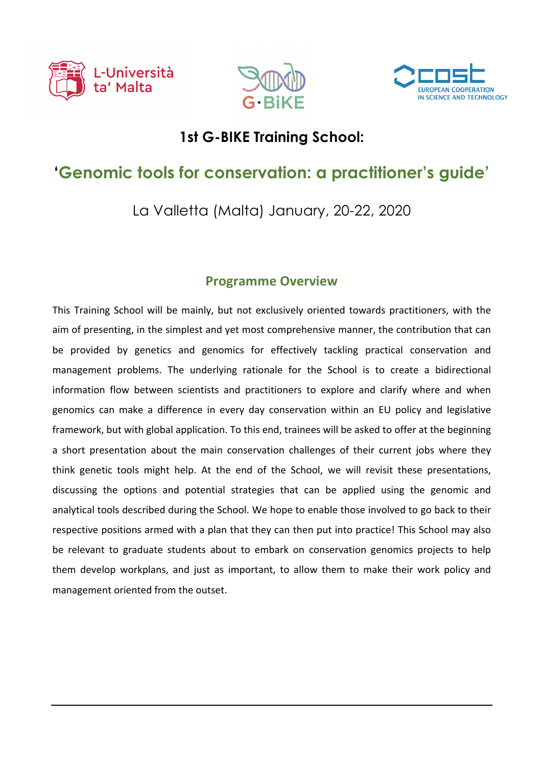# 1st G-BIKE Training School:

## 'Genomic tools for conservation: a practitioner's guide'

La Valletta (Malta) January, 20-22, 2020

### Programme Overview

This Training School will be mainly, but not exclusively oriented towards practitioners, with the aim of presenting, in the simplest and yet most comprehensive manner, the contribution that can be provided by genetics and genomics for effectively tackling practical conservation and management problems. The underlying rationale for the School is to create a bidirectional information flow between scientists and practitioners to explore and clarify where and when genomics can make a difference in every day conservation within an EU policy and legislative framework, but with global application. To this end, trainees will be asked to offer at the beginning a short presentation about the main conservation challenges of their current jobs where they think genetic tools might help. At the end of the School, we will revisit these presentations, discussing the options and potential strategies that can be applied using the genomic and analytical tools described during the School. We hope to enable those involved to go back to their respective positions armed with a plan that they can then put into practice! This School may also be relevant to graduate students about to embark on conservation genomics projects to help them develop workplans, and just as important, to allow them to make their work policy and management oriented from the outset.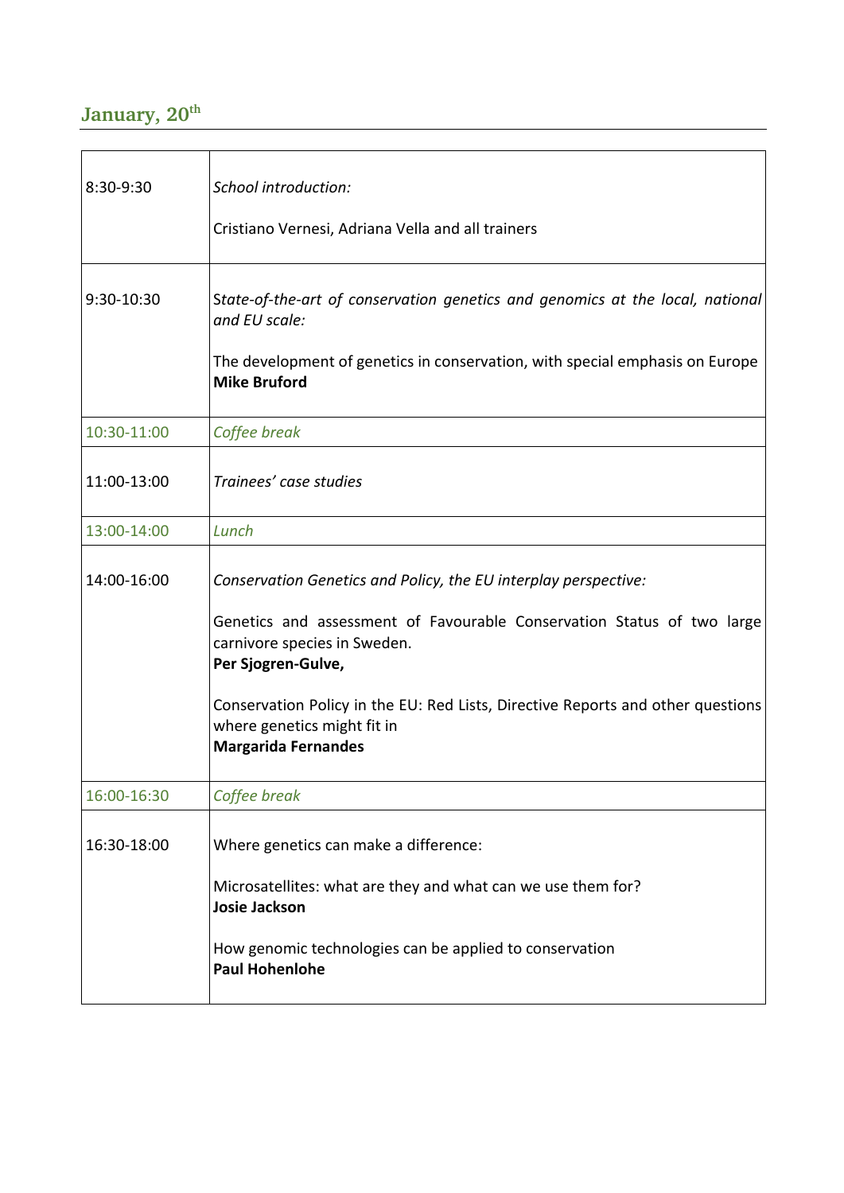## January, 20th

| | |
|---|---|
| 8:30-9:30 | *School introduction:*<br><br>Cristiano Vernesi, Adriana Vella and all trainers |
| 9:30-10:30 | *State-of-the-art of conservation genetics and genomics at the local, national and EU scale:*<br><br>The development of genetics in conservation, with special emphasis on Europe<br>**Mike Bruford** |
| 10:30-11:00 | *Coffee break* |
| 11:00-13:00 | *Trainees' case studies* |
| 13:00-14:00 | *Lunch* |
| 14:00-16:00 | *Conservation Genetics and Policy, the EU interplay perspective:*<br><br>Genetics and assessment of Favourable Conservation Status of two large carnivore species in Sweden.<br>**Per Sjogren-Gulve,**<br><br>Conservation Policy in the EU: Red Lists, Directive Reports and other questions where genetics might fit in<br>**Margarida Fernandes** |
| 16:00-16:30 | *Coffee break* |
| 16:30-18:00 | Where genetics can make a difference:<br><br>Microsatellites: what are they and what can we use them for?<br>**Josie Jackson**<br><br>How genomic technologies can be applied to conservation<br>**Paul Hohenlohe** |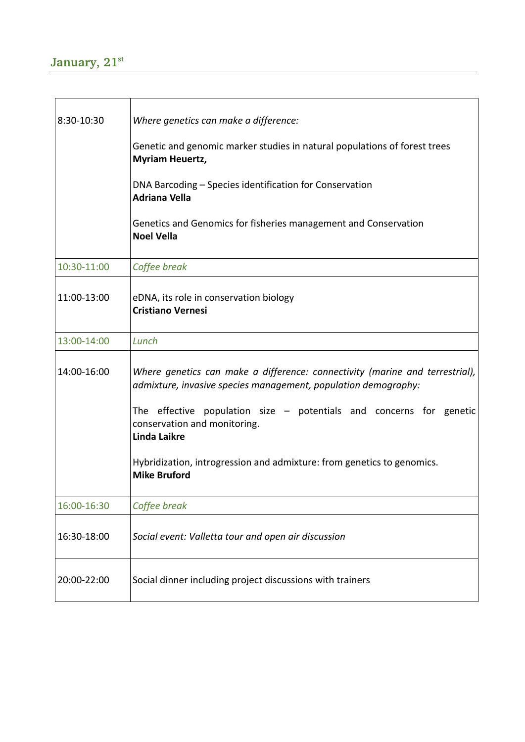## January, 21st

| | |
|---|---|
| 8:30-10:30 | *Where genetics can make a difference:*<br><br>Genetic and genomic marker studies in natural populations of forest trees<br>**Myriam Heuertz,**<br><br>DNA Barcoding – Species identification for Conservation<br>**Adriana Vella**<br><br>Genetics and Genomics for fisheries management and Conservation<br>**Noel Vella** |
| 10:30-11:00 | *Coffee break* |
| 11:00-13:00 | eDNA, its role in conservation biology<br>**Cristiano Vernesi** |
| 13:00-14:00 | *Lunch* |
| 14:00-16:00 | *Where genetics can make a difference: connectivity (marine and terrestrial), admixture, invasive species management, population demography:*<br><br>The effective population size – potentials and concerns for genetic conservation and monitoring.<br>**Linda Laikre**<br><br>Hybridization, introgression and admixture: from genetics to genomics.<br>**Mike Bruford** |
| 16:00-16:30 | *Coffee break* |
| 16:30-18:00 | *Social event: Valletta tour and open air discussion* |
| 20:00-22:00 | Social dinner including project discussions with trainers |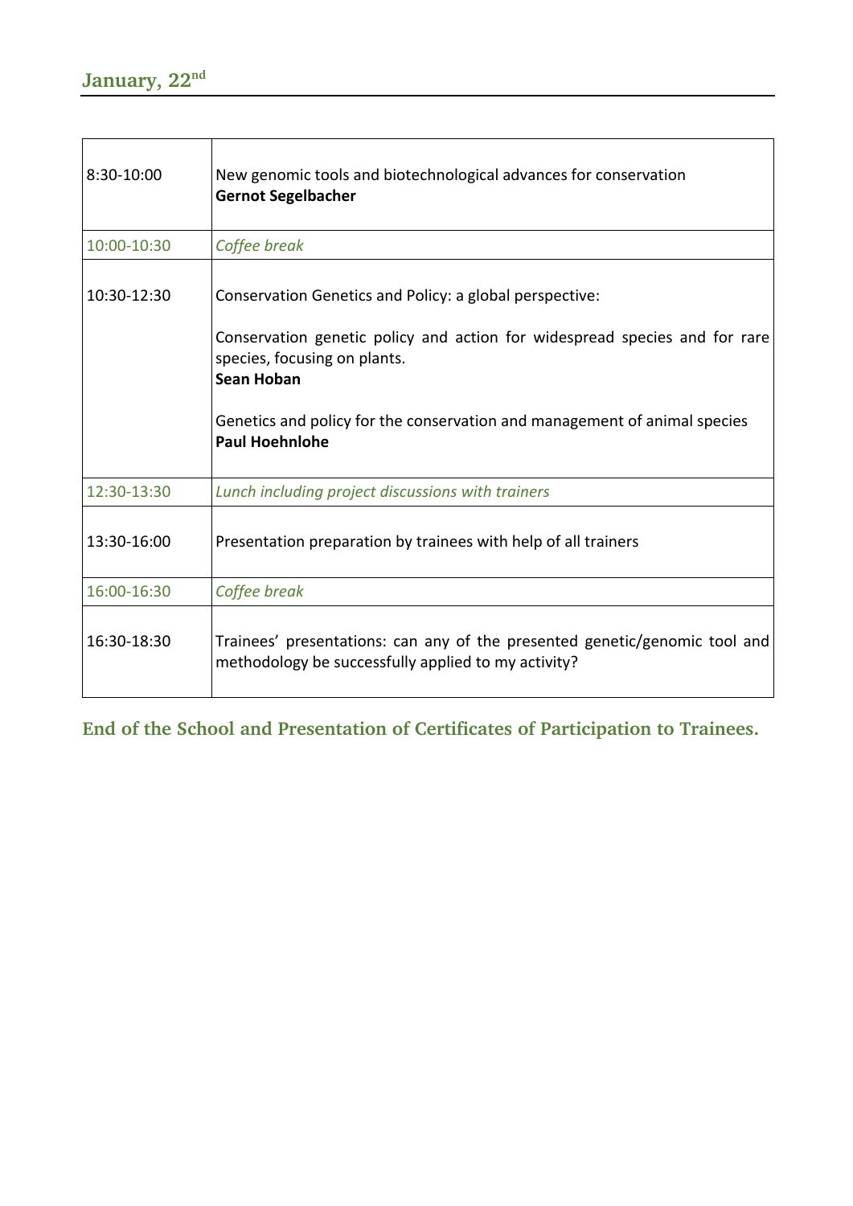## January, 22nd

| | |
|---|---|
| 8:30-10:00 | New genomic tools and biotechnological advances for conservation<br>**Gernot Segelbacher** |
| *10:00-10:30* | *Coffee break* |
| 10:30-12:30 | Conservation Genetics and Policy: a global perspective:<br><br>Conservation genetic policy and action for widespread species and for rare species, focusing on plants.<br>**Sean Hoban**<br><br>Genetics and policy for the conservation and management of animal species<br>**Paul Hoehnlohe** |
| *12:30-13:30* | *Lunch including project discussions with trainers* |
| 13:30-16:00 | Presentation preparation by trainees with help of all trainers |
| *16:00-16:30* | *Coffee break* |
| 16:30-18:30 | Trainees' presentations: can any of the presented genetic/genomic tool and methodology be successfully applied to my activity? |

**End of the School and Presentation of Certificates of Participation to Trainees.**